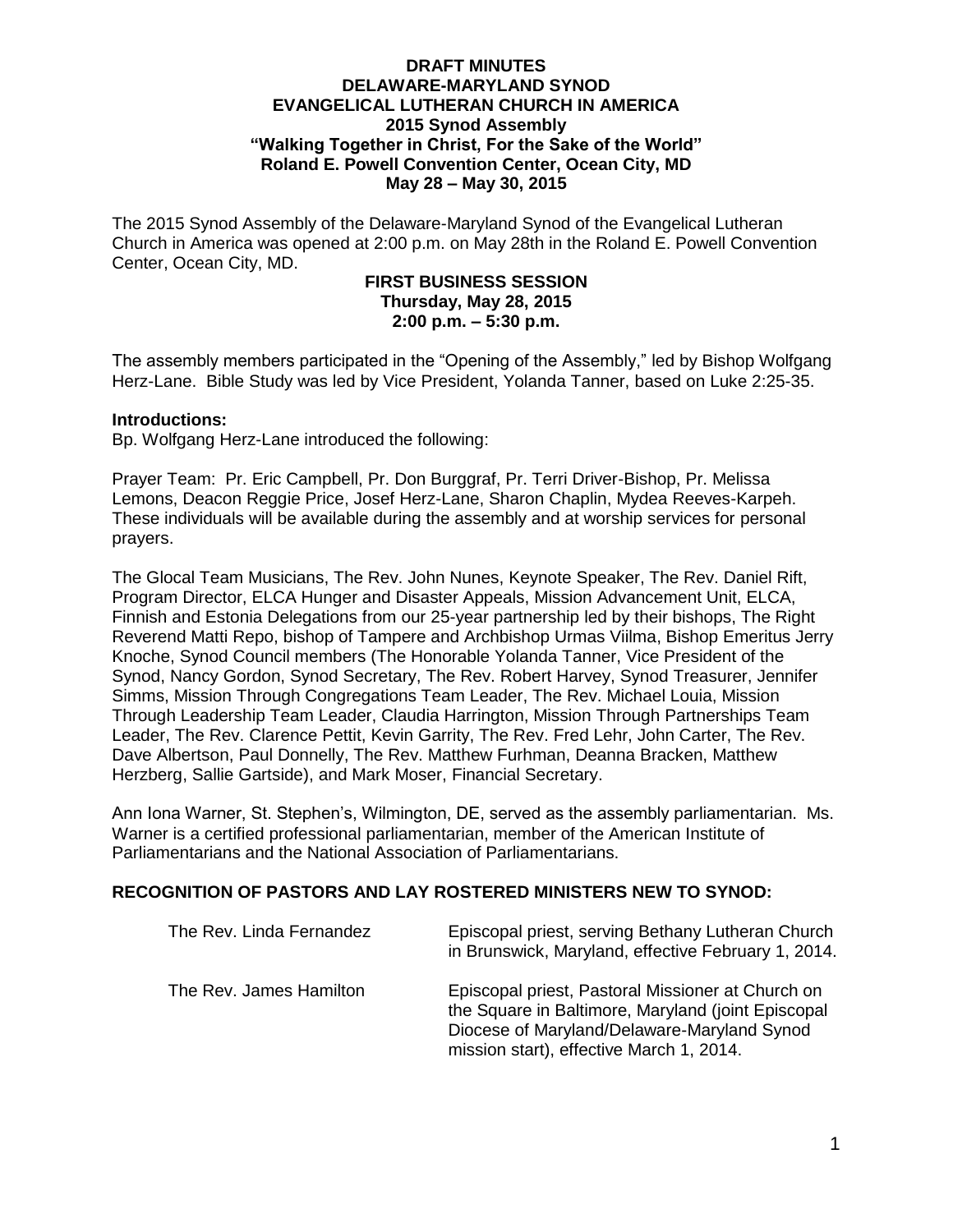**DRAFT MINUTES**
**DELAWARE-MARYLAND SYNOD**
**EVANGELICAL LUTHERAN CHURCH IN AMERICA**
**2015 Synod Assembly**
**"Walking Together in Christ, For the Sake of the World"**
**Roland E. Powell Convention Center, Ocean City, MD**
**May 28 – May 30, 2015**

The 2015 Synod Assembly of the Delaware-Maryland Synod of the Evangelical Lutheran Church in America was opened at 2:00 p.m. on May 28th in the Roland E. Powell Convention Center, Ocean City, MD.

## FIRST BUSINESS SESSION
**Thursday, May 28, 2015**
**2:00 p.m. – 5:30 p.m.**

The assembly members participated in the "Opening of the Assembly," led by Bishop Wolfgang Herz-Lane. Bible Study was led by Vice President, Yolanda Tanner, based on Luke 2:25-35.

**Introductions:**
Bp. Wolfgang Herz-Lane introduced the following:

Prayer Team: Pr. Eric Campbell, Pr. Don Burggraf, Pr. Terri Driver-Bishop, Pr. Melissa Lemons, Deacon Reggie Price, Josef Herz-Lane, Sharon Chaplin, Mydea Reeves-Karpeh. These individuals will be available during the assembly and at worship services for personal prayers.

The Glocal Team Musicians, The Rev. John Nunes, Keynote Speaker, The Rev. Daniel Rift, Program Director, ELCA Hunger and Disaster Appeals, Mission Advancement Unit, ELCA, Finnish and Estonia Delegations from our 25-year partnership led by their bishops, The Right Reverend Matti Repo, bishop of Tampere and Archbishop Urmas Viilma, Bishop Emeritus Jerry Knoche, Synod Council members (The Honorable Yolanda Tanner, Vice President of the Synod, Nancy Gordon, Synod Secretary, The Rev. Robert Harvey, Synod Treasurer, Jennifer Simms, Mission Through Congregations Team Leader, The Rev. Michael Louia, Mission Through Leadership Team Leader, Claudia Harrington, Mission Through Partnerships Team Leader, The Rev. Clarence Pettit, Kevin Garrity, The Rev. Fred Lehr, John Carter, The Rev. Dave Albertson, Paul Donnelly, The Rev. Matthew Furhman, Deanna Bracken, Matthew Herzberg, Sallie Gartside), and Mark Moser, Financial Secretary.

Ann Iona Warner, St. Stephen's, Wilmington, DE, served as the assembly parliamentarian. Ms. Warner is a certified professional parliamentarian, member of the American Institute of Parliamentarians and the National Association of Parliamentarians.

### RECOGNITION OF PASTORS AND LAY ROSTERED MINISTERS NEW TO SYNOD:

| | |
|---|---|
| The Rev. Linda Fernandez | Episcopal priest, serving Bethany Lutheran Church in Brunswick, Maryland, effective February 1, 2014. |
| The Rev. James Hamilton | Episcopal priest, Pastoral Missioner at Church on the Square in Baltimore, Maryland (joint Episcopal Diocese of Maryland/Delaware-Maryland Synod mission start), effective March 1, 2014. |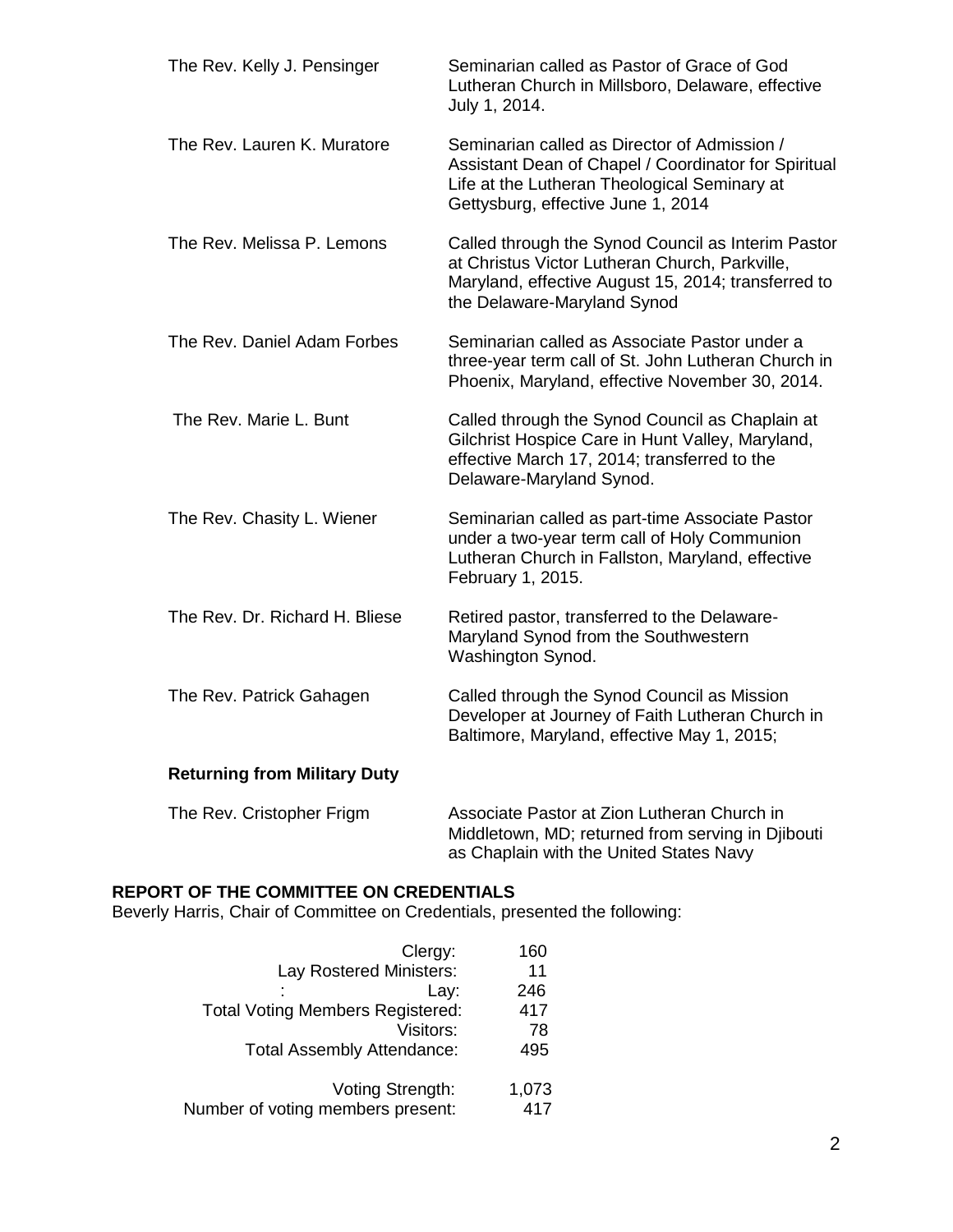| | |
|---|---|
| The Rev. Kelly J. Pensinger | Seminarian called as Pastor of Grace of God Lutheran Church in Millsboro, Delaware, effective July 1, 2014. |
| The Rev. Lauren K. Muratore | Seminarian called as Director of Admission / Assistant Dean of Chapel / Coordinator for Spiritual Life at the Lutheran Theological Seminary at Gettysburg, effective June 1, 2014 |
| The Rev. Melissa P. Lemons | Called through the Synod Council as Interim Pastor at Christus Victor Lutheran Church, Parkville, Maryland, effective August 15, 2014; transferred to the Delaware-Maryland Synod |
| The Rev. Daniel Adam Forbes | Seminarian called as Associate Pastor under a three-year term call of St. John Lutheran Church in Phoenix, Maryland, effective November 30, 2014. |
| The Rev. Marie L. Bunt | Called through the Synod Council as Chaplain at Gilchrist Hospice Care in Hunt Valley, Maryland, effective March 17, 2014; transferred to the Delaware-Maryland Synod. |
| The Rev. Chasity L. Wiener | Seminarian called as part-time Associate Pastor under a two-year term call of Holy Communion Lutheran Church in Fallston, Maryland, effective February 1, 2015. |
| The Rev. Dr. Richard H. Bliese | Retired pastor, transferred to the Delaware-Maryland Synod from the Southwestern Washington Synod. |
| The Rev. Patrick Gahagen | Called through the Synod Council as Mission Developer at Journey of Faith Lutheran Church in Baltimore, Maryland, effective May 1, 2015; |

**Returning from Military Duty**

| | |
|---|---|
| The Rev. Cristopher Frigm | Associate Pastor at Zion Lutheran Church in Middletown, MD; returned from serving in Djibouti as Chaplain with the United States Navy |

**REPORT OF THE COMMITTEE ON CREDENTIALS**

Beverly Harris, Chair of Committee on Credentials, presented the following:

| | |
|---|---|
| Clergy: | 160 |
| Lay Rostered Ministers: | 11 |
| : Lay: | 246 |
| Total Voting Members Registered: | 417 |
| Visitors: | 78 |
| Total Assembly Attendance: | 495 |
| Voting Strength: | 1,073 |
| Number of voting members present: | 417 |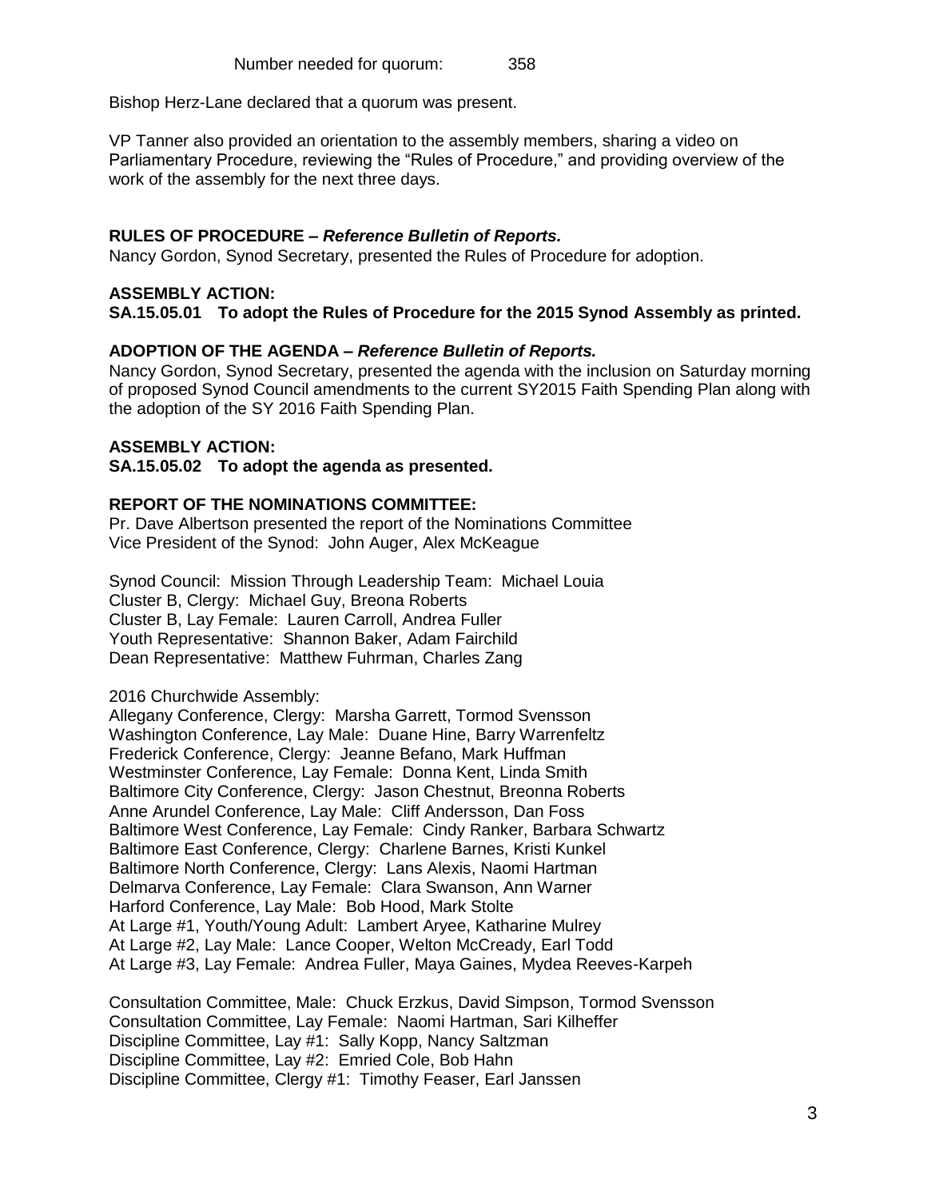Number needed for quorum: 358

Bishop Herz-Lane declared that a quorum was present.

VP Tanner also provided an orientation to the assembly members, sharing a video on Parliamentary Procedure, reviewing the "Rules of Procedure," and providing overview of the work of the assembly for the next three days.

**RULES OF PROCEDURE –** ***Reference Bulletin of Reports.***

Nancy Gordon, Synod Secretary, presented the Rules of Procedure for adoption.

**ASSEMBLY ACTION:**

**SA.15.05.01 To adopt the Rules of Procedure for the 2015 Synod Assembly as printed.**

**ADOPTION OF THE AGENDA –** ***Reference Bulletin of Reports.***

Nancy Gordon, Synod Secretary, presented the agenda with the inclusion on Saturday morning of proposed Synod Council amendments to the current SY2015 Faith Spending Plan along with the adoption of the SY 2016 Faith Spending Plan.

**ASSEMBLY ACTION:**

**SA.15.05.02 To adopt the agenda as presented.**

**REPORT OF THE NOMINATIONS COMMITTEE:**

Pr. Dave Albertson presented the report of the Nominations Committee
Vice President of the Synod: John Auger, Alex McKeague

Synod Council: Mission Through Leadership Team: Michael Louia
Cluster B, Clergy: Michael Guy, Breona Roberts
Cluster B, Lay Female: Lauren Carroll, Andrea Fuller
Youth Representative: Shannon Baker, Adam Fairchild
Dean Representative: Matthew Fuhrman, Charles Zang

2016 Churchwide Assembly:
Allegany Conference, Clergy: Marsha Garrett, Tormod Svensson
Washington Conference, Lay Male: Duane Hine, Barry Warrenfeltz
Frederick Conference, Clergy: Jeanne Befano, Mark Huffman
Westminster Conference, Lay Female: Donna Kent, Linda Smith
Baltimore City Conference, Clergy: Jason Chestnut, Breonna Roberts
Anne Arundel Conference, Lay Male: Cliff Andersson, Dan Foss
Baltimore West Conference, Lay Female: Cindy Ranker, Barbara Schwartz
Baltimore East Conference, Clergy: Charlene Barnes, Kristi Kunkel
Baltimore North Conference, Clergy: Lans Alexis, Naomi Hartman
Delmarva Conference, Lay Female: Clara Swanson, Ann Warner
Harford Conference, Lay Male: Bob Hood, Mark Stolte
At Large #1, Youth/Young Adult: Lambert Aryee, Katharine Mulrey
At Large #2, Lay Male: Lance Cooper, Welton McCready, Earl Todd
At Large #3, Lay Female: Andrea Fuller, Maya Gaines, Mydea Reeves-Karpeh

Consultation Committee, Male: Chuck Erzkus, David Simpson, Tormod Svensson
Consultation Committee, Lay Female: Naomi Hartman, Sari Kilheffer
Discipline Committee, Lay #1: Sally Kopp, Nancy Saltzman
Discipline Committee, Lay #2: Emried Cole, Bob Hahn
Discipline Committee, Clergy #1: Timothy Feaser, Earl Janssen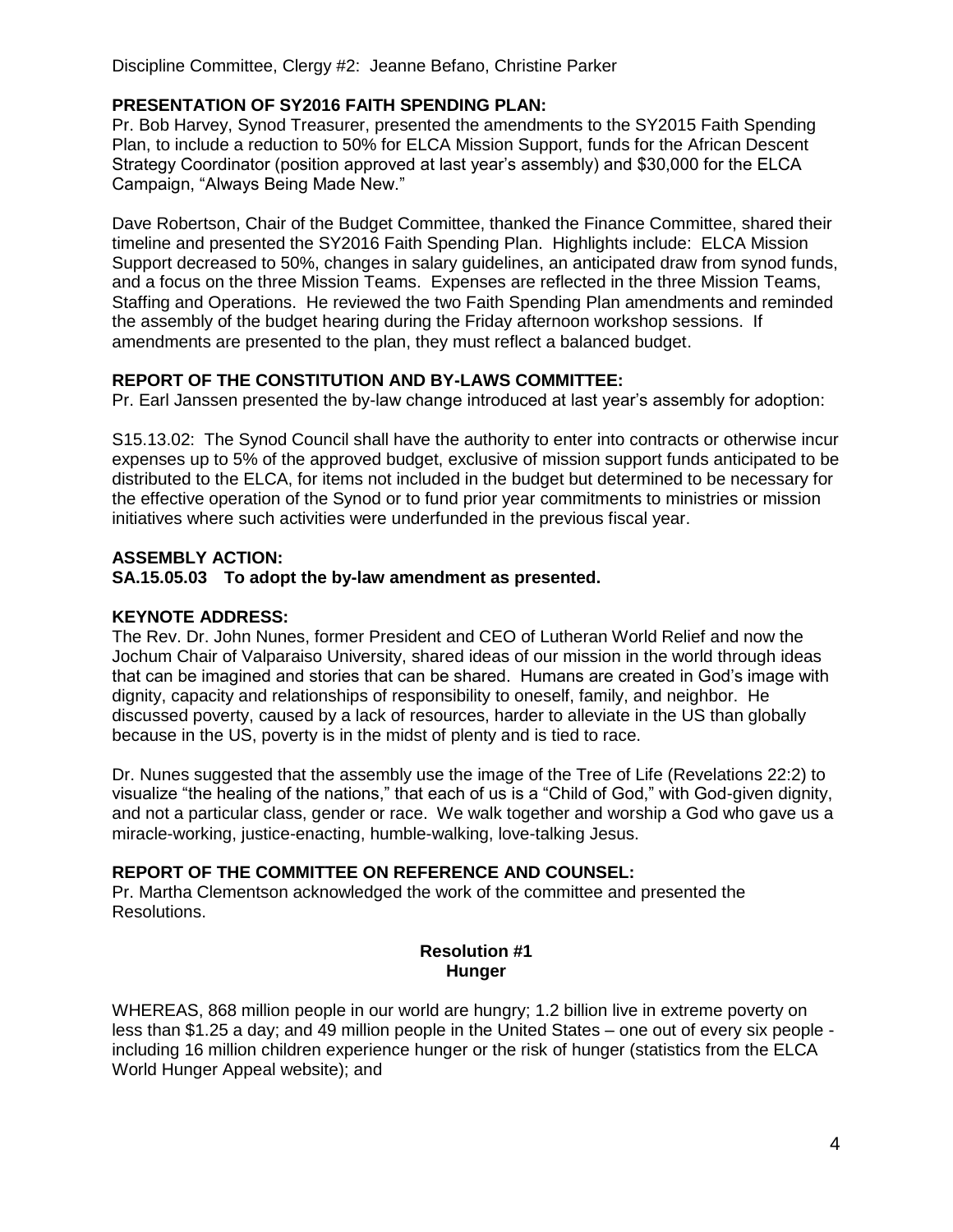Discipline Committee, Clergy #2: Jeanne Befano, Christine Parker

**PRESENTATION OF SY2016 FAITH SPENDING PLAN:**

Pr. Bob Harvey, Synod Treasurer, presented the amendments to the SY2015 Faith Spending Plan, to include a reduction to 50% for ELCA Mission Support, funds for the African Descent Strategy Coordinator (position approved at last year's assembly) and $30,000 for the ELCA Campaign, "Always Being Made New."

Dave Robertson, Chair of the Budget Committee, thanked the Finance Committee, shared their timeline and presented the SY2016 Faith Spending Plan. Highlights include: ELCA Mission Support decreased to 50%, changes in salary guidelines, an anticipated draw from synod funds, and a focus on the three Mission Teams. Expenses are reflected in the three Mission Teams, Staffing and Operations. He reviewed the two Faith Spending Plan amendments and reminded the assembly of the budget hearing during the Friday afternoon workshop sessions. If amendments are presented to the plan, they must reflect a balanced budget.

**REPORT OF THE CONSTITUTION AND BY-LAWS COMMITTEE:**

Pr. Earl Janssen presented the by-law change introduced at last year's assembly for adoption:

S15.13.02: The Synod Council shall have the authority to enter into contracts or otherwise incur expenses up to 5% of the approved budget, exclusive of mission support funds anticipated to be distributed to the ELCA, for items not included in the budget but determined to be necessary for the effective operation of the Synod or to fund prior year commitments to ministries or mission initiatives where such activities were underfunded in the previous fiscal year.

**ASSEMBLY ACTION:**

**SA.15.05.03 To adopt the by-law amendment as presented.**

**KEYNOTE ADDRESS:**

The Rev. Dr. John Nunes, former President and CEO of Lutheran World Relief and now the Jochum Chair of Valparaiso University, shared ideas of our mission in the world through ideas that can be imagined and stories that can be shared. Humans are created in God's image with dignity, capacity and relationships of responsibility to oneself, family, and neighbor. He discussed poverty, caused by a lack of resources, harder to alleviate in the US than globally because in the US, poverty is in the midst of plenty and is tied to race.

Dr. Nunes suggested that the assembly use the image of the Tree of Life (Revelations 22:2) to visualize "the healing of the nations," that each of us is a "Child of God," with God-given dignity, and not a particular class, gender or race. We walk together and worship a God who gave us a miracle-working, justice-enacting, humble-walking, love-talking Jesus.

**REPORT OF THE COMMITTEE ON REFERENCE AND COUNSEL:**

Pr. Martha Clementson acknowledged the work of the committee and presented the Resolutions.

**Resolution #1**
**Hunger**

WHEREAS, 868 million people in our world are hungry; 1.2 billion live in extreme poverty on less than $1.25 a day; and 49 million people in the United States – one out of every six people - including 16 million children experience hunger or the risk of hunger (statistics from the ELCA World Hunger Appeal website); and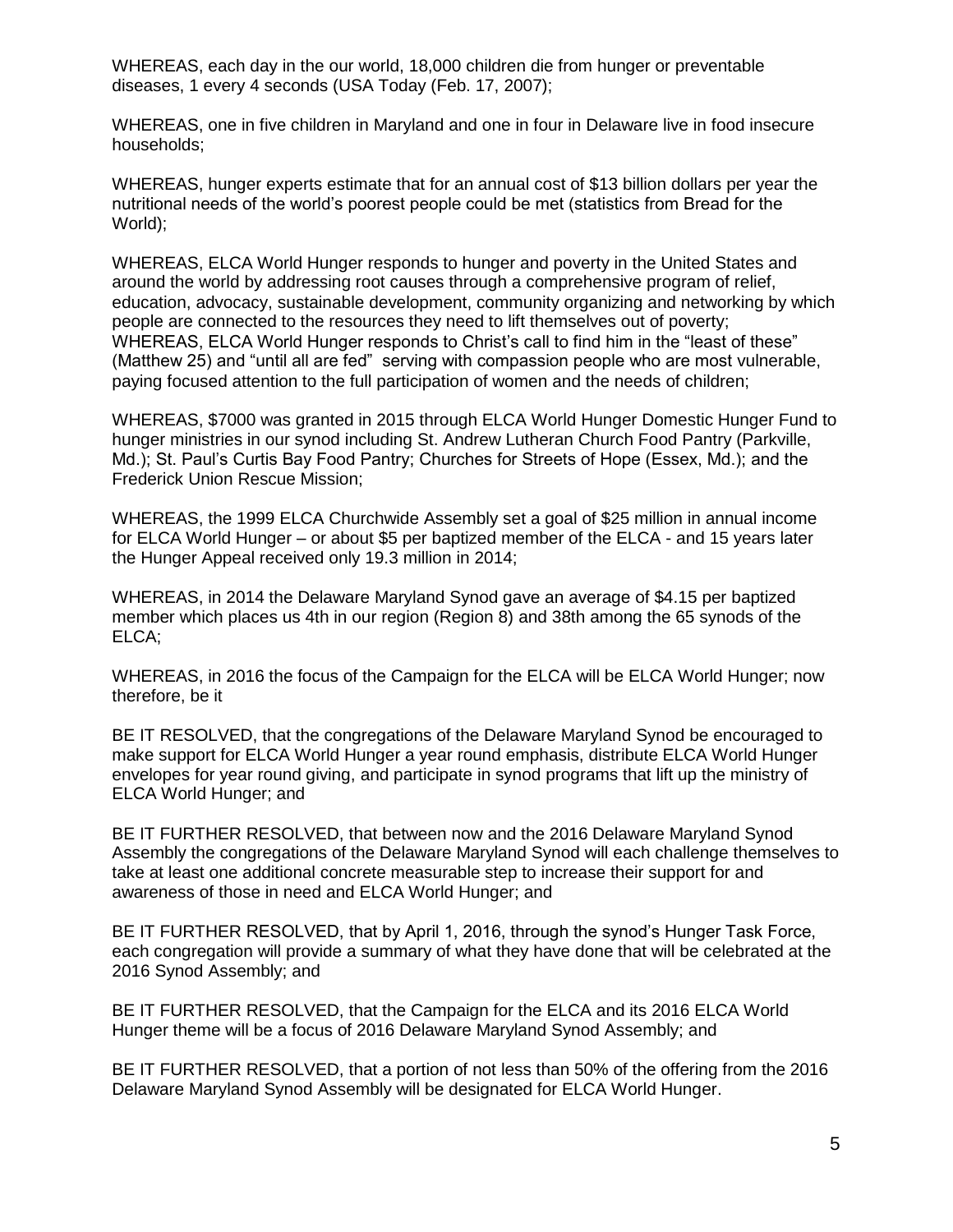WHEREAS, each day in the our world, 18,000 children die from hunger or preventable diseases, 1 every 4 seconds (USA Today (Feb. 17, 2007);

WHEREAS, one in five children in Maryland and one in four in Delaware live in food insecure households;

WHEREAS, hunger experts estimate that for an annual cost of $13 billion dollars per year the nutritional needs of the world's poorest people could be met (statistics from Bread for the World);

WHEREAS, ELCA World Hunger responds to hunger and poverty in the United States and around the world by addressing root causes through a comprehensive program of relief, education, advocacy, sustainable development, community organizing and networking by which people are connected to the resources they need to lift themselves out of poverty;
WHEREAS, ELCA World Hunger responds to Christ's call to find him in the "least of these" (Matthew 25) and "until all are fed" serving with compassion people who are most vulnerable, paying focused attention to the full participation of women and the needs of children;

WHEREAS, $7000 was granted in 2015 through ELCA World Hunger Domestic Hunger Fund to hunger ministries in our synod including St. Andrew Lutheran Church Food Pantry (Parkville, Md.); St. Paul's Curtis Bay Food Pantry; Churches for Streets of Hope (Essex, Md.); and the Frederick Union Rescue Mission;

WHEREAS, the 1999 ELCA Churchwide Assembly set a goal of $25 million in annual income for ELCA World Hunger – or about $5 per baptized member of the ELCA - and 15 years later the Hunger Appeal received only 19.3 million in 2014;

WHEREAS, in 2014 the Delaware Maryland Synod gave an average of $4.15 per baptized member which places us 4th in our region (Region 8) and 38th among the 65 synods of the ELCA;

WHEREAS, in 2016 the focus of the Campaign for the ELCA will be ELCA World Hunger; now therefore, be it

BE IT RESOLVED, that the congregations of the Delaware Maryland Synod be encouraged to make support for ELCA World Hunger a year round emphasis, distribute ELCA World Hunger envelopes for year round giving, and participate in synod programs that lift up the ministry of ELCA World Hunger; and

BE IT FURTHER RESOLVED, that between now and the 2016 Delaware Maryland Synod Assembly the congregations of the Delaware Maryland Synod will each challenge themselves to take at least one additional concrete measurable step to increase their support for and awareness of those in need and ELCA World Hunger; and

BE IT FURTHER RESOLVED, that by April 1, 2016, through the synod's Hunger Task Force, each congregation will provide a summary of what they have done that will be celebrated at the 2016 Synod Assembly; and

BE IT FURTHER RESOLVED, that the Campaign for the ELCA and its 2016 ELCA World Hunger theme will be a focus of 2016 Delaware Maryland Synod Assembly; and

BE IT FURTHER RESOLVED, that a portion of not less than 50% of the offering from the 2016 Delaware Maryland Synod Assembly will be designated for ELCA World Hunger.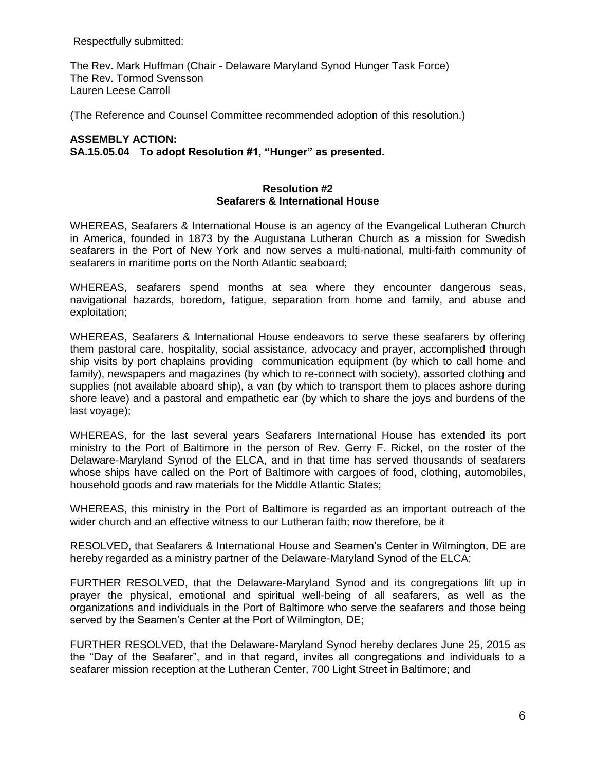Respectfully submitted:

The Rev. Mark Huffman (Chair - Delaware Maryland Synod Hunger Task Force)
The Rev. Tormod Svensson
Lauren Leese Carroll

(The Reference and Counsel Committee recommended adoption of this resolution.)

**ASSEMBLY ACTION:**
**SA.15.05.04 To adopt Resolution #1, "Hunger" as presented.**

### Resolution #2
### Seafarers & International House

WHEREAS, Seafarers & International House is an agency of the Evangelical Lutheran Church in America, founded in 1873 by the Augustana Lutheran Church as a mission for Swedish seafarers in the Port of New York and now serves a multi-national, multi-faith community of seafarers in maritime ports on the North Atlantic seaboard;

WHEREAS, seafarers spend months at sea where they encounter dangerous seas, navigational hazards, boredom, fatigue, separation from home and family, and abuse and exploitation;

WHEREAS, Seafarers & International House endeavors to serve these seafarers by offering them pastoral care, hospitality, social assistance, advocacy and prayer, accomplished through ship visits by port chaplains providing communication equipment (by which to call home and family), newspapers and magazines (by which to re-connect with society), assorted clothing and supplies (not available aboard ship), a van (by which to transport them to places ashore during shore leave) and a pastoral and empathetic ear (by which to share the joys and burdens of the last voyage);

WHEREAS, for the last several years Seafarers International House has extended its port ministry to the Port of Baltimore in the person of Rev. Gerry F. Rickel, on the roster of the Delaware-Maryland Synod of the ELCA, and in that time has served thousands of seafarers whose ships have called on the Port of Baltimore with cargoes of food, clothing, automobiles, household goods and raw materials for the Middle Atlantic States;

WHEREAS, this ministry in the Port of Baltimore is regarded as an important outreach of the wider church and an effective witness to our Lutheran faith; now therefore, be it

RESOLVED, that Seafarers & International House and Seamen's Center in Wilmington, DE are hereby regarded as a ministry partner of the Delaware-Maryland Synod of the ELCA;

FURTHER RESOLVED, that the Delaware-Maryland Synod and its congregations lift up in prayer the physical, emotional and spiritual well-being of all seafarers, as well as the organizations and individuals in the Port of Baltimore who serve the seafarers and those being served by the Seamen's Center at the Port of Wilmington, DE;

FURTHER RESOLVED, that the Delaware-Maryland Synod hereby declares June 25, 2015 as the "Day of the Seafarer", and in that regard, invites all congregations and individuals to a seafarer mission reception at the Lutheran Center, 700 Light Street in Baltimore; and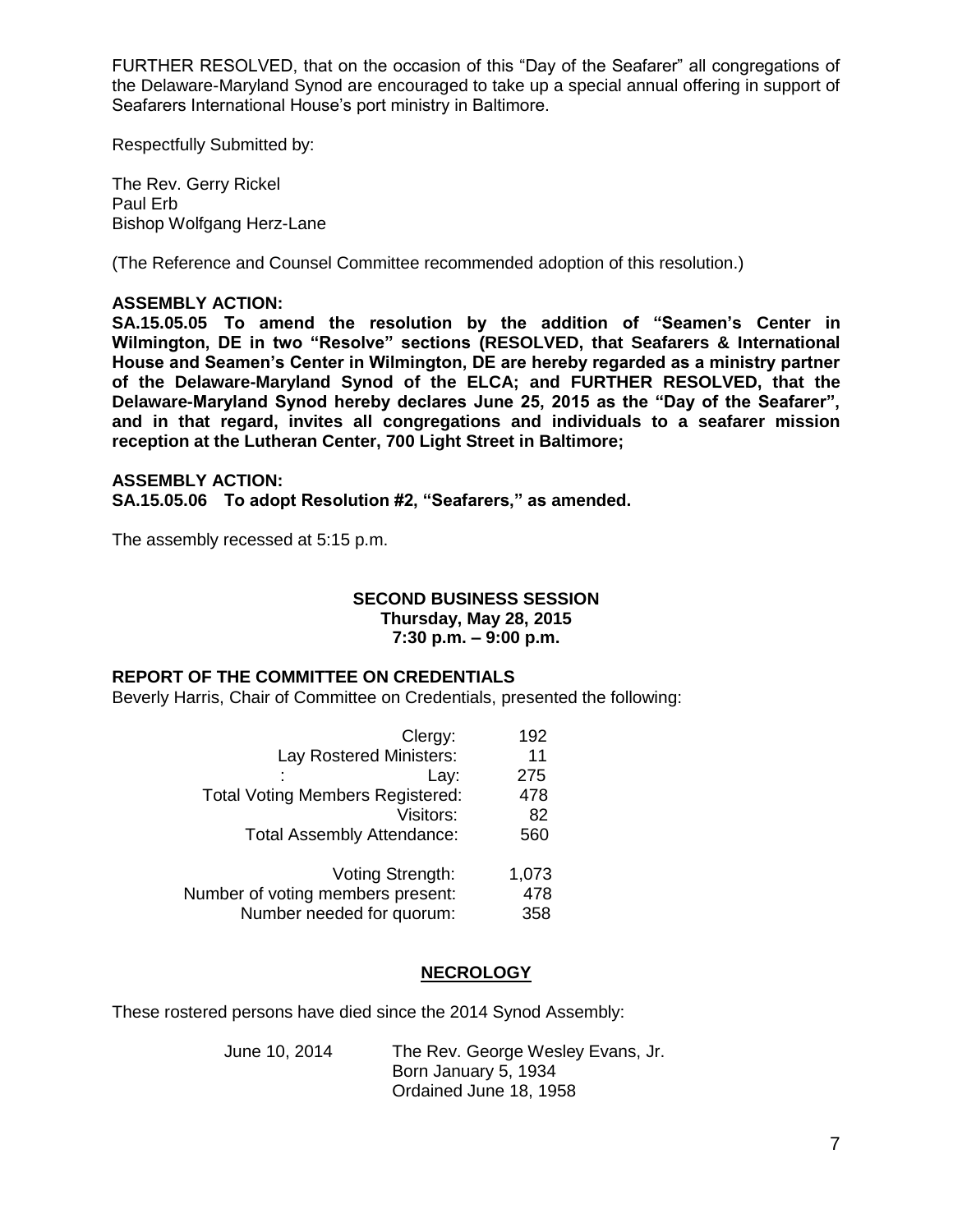FURTHER RESOLVED, that on the occasion of this "Day of the Seafarer" all congregations of the Delaware-Maryland Synod are encouraged to take up a special annual offering in support of Seafarers International House's port ministry in Baltimore.

Respectfully Submitted by:

The Rev. Gerry Rickel
Paul Erb
Bishop Wolfgang Herz-Lane

(The Reference and Counsel Committee recommended adoption of this resolution.)

**ASSEMBLY ACTION:**
**SA.15.05.05 To amend the resolution by the addition of "Seamen's Center in Wilmington, DE in two "Resolve" sections (RESOLVED, that Seafarers & International House and Seamen's Center in Wilmington, DE are hereby regarded as a ministry partner of the Delaware-Maryland Synod of the ELCA; and FURTHER RESOLVED, that the Delaware-Maryland Synod hereby declares June 25, 2015 as the "Day of the Seafarer", and in that regard, invites all congregations and individuals to a seafarer mission reception at the Lutheran Center, 700 Light Street in Baltimore;**

**ASSEMBLY ACTION:**
**SA.15.05.06 To adopt Resolution #2, "Seafarers," as amended.**

The assembly recessed at 5:15 p.m.

## SECOND BUSINESS SESSION
**Thursday, May 28, 2015**
**7:30 p.m. – 9:00 p.m.**

### REPORT OF THE COMMITTEE ON CREDENTIALS

Beverly Harris, Chair of Committee on Credentials, presented the following:

| | |
|---|---|
| Clergy: | 192 |
| Lay Rostered Ministers: | 11 |
| : Lay: | 275 |
| Total Voting Members Registered: | 478 |
| Visitors: | 82 |
| Total Assembly Attendance: | 560 |
| Voting Strength: | 1,073 |
| Number of voting members present: | 478 |
| Number needed for quorum: | 358 |

### NECROLOGY

These rostered persons have died since the 2014 Synod Assembly:

June 10, 2014 The Rev. George Wesley Evans, Jr.
Born January 5, 1934
Ordained June 18, 1958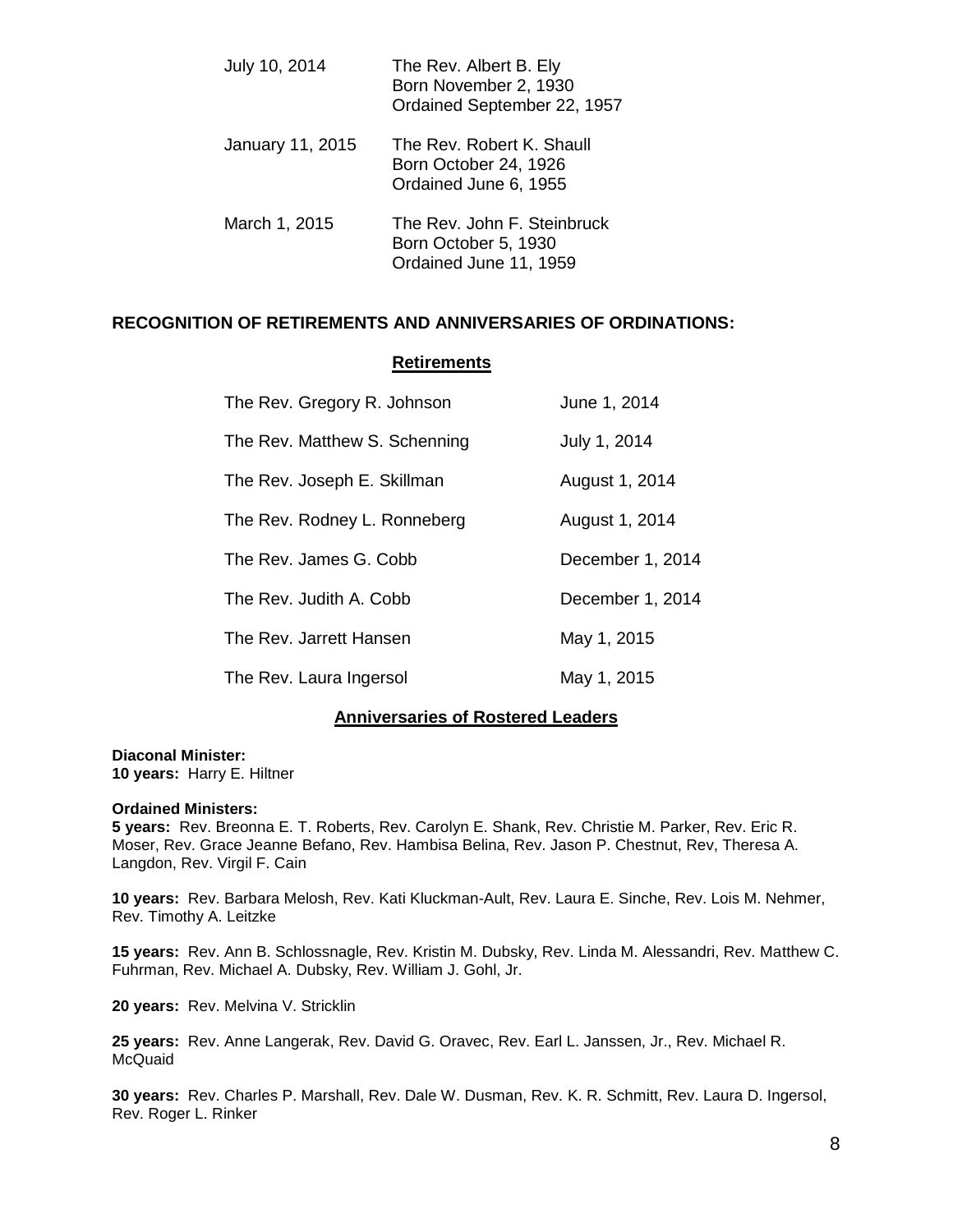| | |
|---|---|
| July 10, 2014 | The Rev. Albert B. Ely<br>Born November 2, 1930<br>Ordained September 22, 1957 |
| January 11, 2015 | The Rev. Robert K. Shaull<br>Born October 24, 1926<br>Ordained June 6, 1955 |
| March 1, 2015 | The Rev. John F. Steinbruck<br>Born October 5, 1930<br>Ordained June 11, 1959 |

## RECOGNITION OF RETIREMENTS AND ANNIVERSARIES OF ORDINATIONS:

### Retirements

| | |
|---|---|
| The Rev. Gregory R. Johnson | June 1, 2014 |
| The Rev. Matthew S. Schenning | July 1, 2014 |
| The Rev. Joseph E. Skillman | August 1, 2014 |
| The Rev. Rodney L. Ronneberg | August 1, 2014 |
| The Rev. James G. Cobb | December 1, 2014 |
| The Rev. Judith A. Cobb | December 1, 2014 |
| The Rev. Jarrett Hansen | May 1, 2015 |
| The Rev. Laura Ingersol | May 1, 2015 |

### Anniversaries of Rostered Leaders

**Diaconal Minister:**
**10 years:** Harry E. Hiltner

**Ordained Ministers:**
**5 years:** Rev. Breonna E. T. Roberts, Rev. Carolyn E. Shank, Rev. Christie M. Parker, Rev. Eric R. Moser, Rev. Grace Jeanne Befano, Rev. Hambisa Belina, Rev. Jason P. Chestnut, Rev, Theresa A. Langdon, Rev. Virgil F. Cain

**10 years:** Rev. Barbara Melosh, Rev. Kati Kluckman-Ault, Rev. Laura E. Sinche, Rev. Lois M. Nehmer, Rev. Timothy A. Leitzke

**15 years:** Rev. Ann B. Schlossnagle, Rev. Kristin M. Dubsky, Rev. Linda M. Alessandri, Rev. Matthew C. Fuhrman, Rev. Michael A. Dubsky, Rev. William J. Gohl, Jr.

**20 years:** Rev. Melvina V. Stricklin

**25 years:** Rev. Anne Langerak, Rev. David G. Oravec, Rev. Earl L. Janssen, Jr., Rev. Michael R. McQuaid

**30 years:** Rev. Charles P. Marshall, Rev. Dale W. Dusman, Rev. K. R. Schmitt, Rev. Laura D. Ingersol, Rev. Roger L. Rinker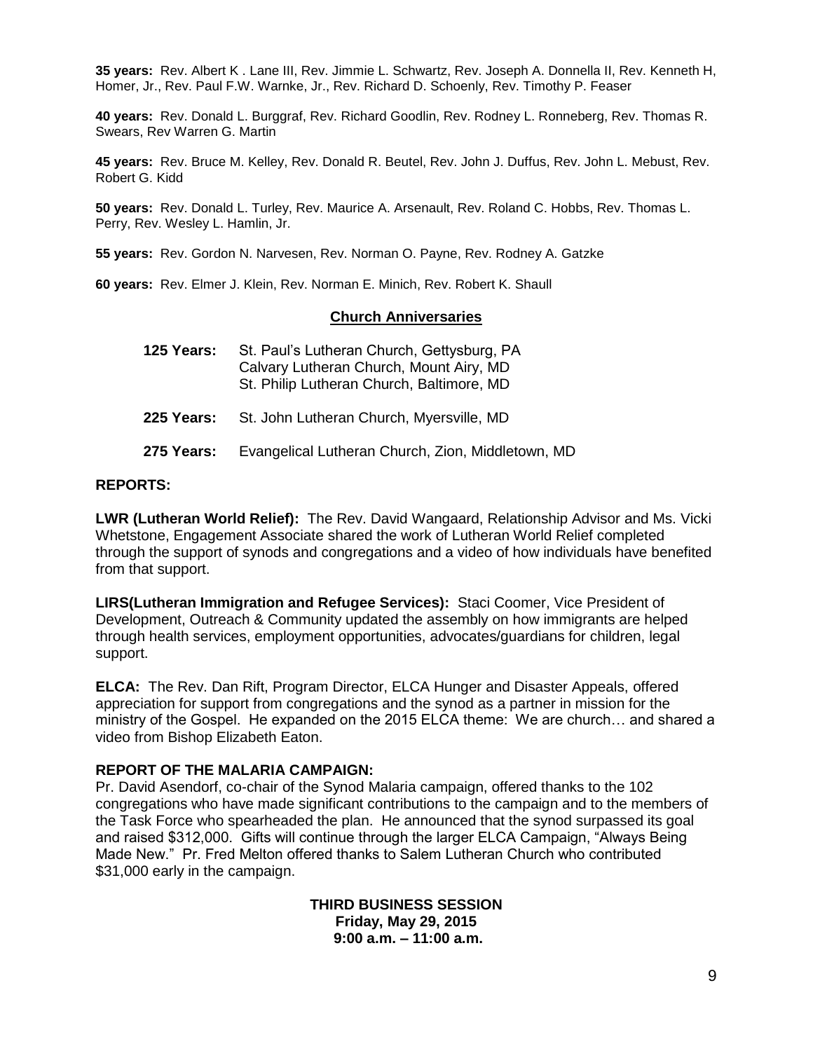**35 years:** Rev. Albert K . Lane III, Rev. Jimmie L. Schwartz, Rev. Joseph A. Donnella II, Rev. Kenneth H, Homer, Jr., Rev. Paul F.W. Warnke, Jr., Rev. Richard D. Schoenly, Rev. Timothy P. Feaser

**40 years:** Rev. Donald L. Burggraf, Rev. Richard Goodlin, Rev. Rodney L. Ronneberg, Rev. Thomas R. Swears, Rev Warren G. Martin

**45 years:** Rev. Bruce M. Kelley, Rev. Donald R. Beutel, Rev. John J. Duffus, Rev. John L. Mebust, Rev. Robert G. Kidd

**50 years:** Rev. Donald L. Turley, Rev. Maurice A. Arsenault, Rev. Roland C. Hobbs, Rev. Thomas L. Perry, Rev. Wesley L. Hamlin, Jr.

**55 years:** Rev. Gordon N. Narvesen, Rev. Norman O. Payne, Rev. Rodney A. Gatzke

**60 years:** Rev. Elmer J. Klein, Rev. Norman E. Minich, Rev. Robert K. Shaull

## Church Anniversaries

**125 Years:** St. Paul's Lutheran Church, Gettysburg, PA
Calvary Lutheran Church, Mount Airy, MD
St. Philip Lutheran Church, Baltimore, MD

**225 Years:** St. John Lutheran Church, Myersville, MD

**275 Years:** Evangelical Lutheran Church, Zion, Middletown, MD

**REPORTS:**

**LWR (Lutheran World Relief):** The Rev. David Wangaard, Relationship Advisor and Ms. Vicki Whetstone, Engagement Associate shared the work of Lutheran World Relief completed through the support of synods and congregations and a video of how individuals have benefited from that support.

**LIRS(Lutheran Immigration and Refugee Services):** Staci Coomer, Vice President of Development, Outreach & Community updated the assembly on how immigrants are helped through health services, employment opportunities, advocates/guardians for children, legal support.

**ELCA:** The Rev. Dan Rift, Program Director, ELCA Hunger and Disaster Appeals, offered appreciation for support from congregations and the synod as a partner in mission for the ministry of the Gospel. He expanded on the 2015 ELCA theme: We are church… and shared a video from Bishop Elizabeth Eaton.

**REPORT OF THE MALARIA CAMPAIGN:**

Pr. David Asendorf, co-chair of the Synod Malaria campaign, offered thanks to the 102 congregations who have made significant contributions to the campaign and to the members of the Task Force who spearheaded the plan. He announced that the synod surpassed its goal and raised $312,000. Gifts will continue through the larger ELCA Campaign, "Always Being Made New." Pr. Fred Melton offered thanks to Salem Lutheran Church who contributed $31,000 early in the campaign.

**THIRD BUSINESS SESSION**
**Friday, May 29, 2015**
**9:00 a.m. – 11:00 a.m.**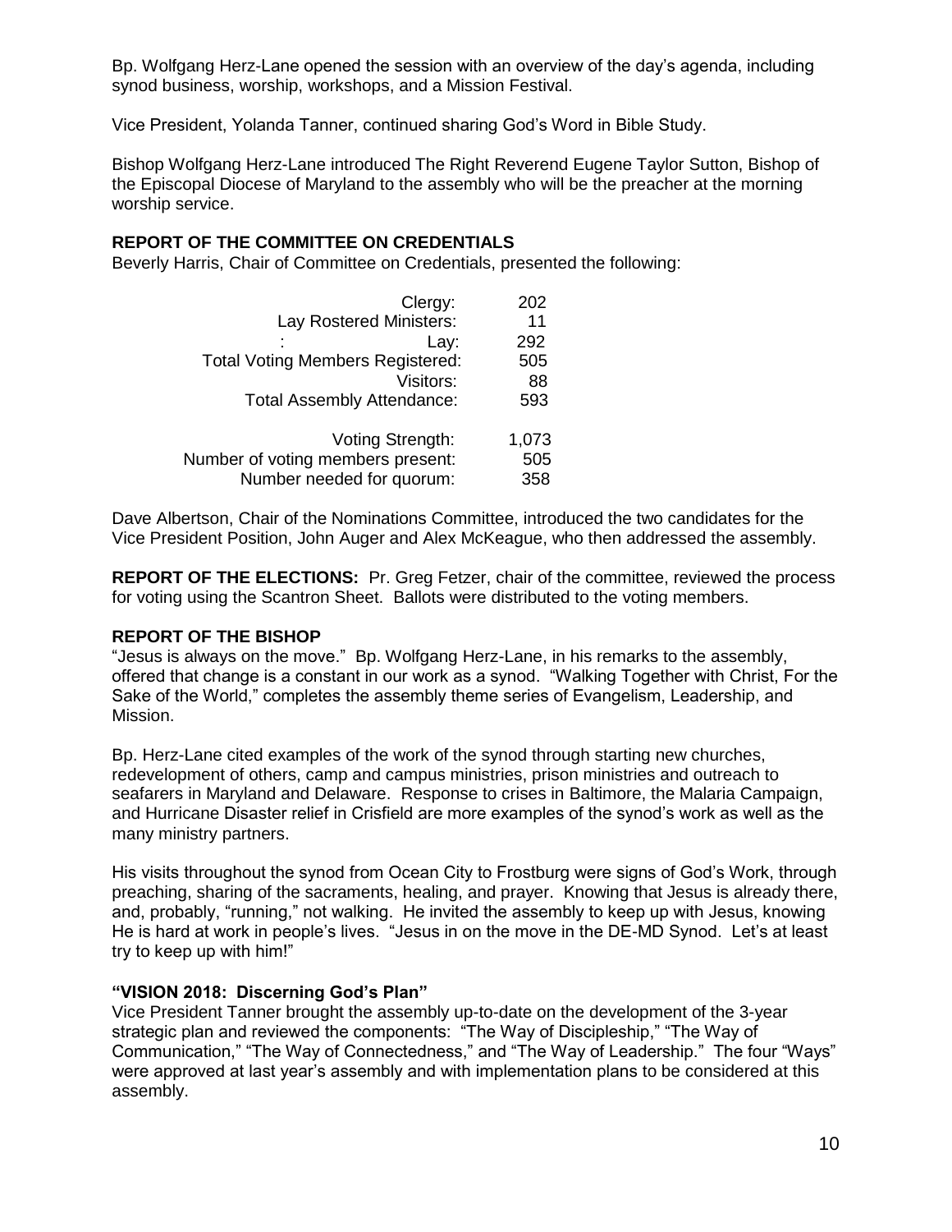Bp. Wolfgang Herz-Lane opened the session with an overview of the day's agenda, including synod business, worship, workshops, and a Mission Festival.

Vice President, Yolanda Tanner, continued sharing God's Word in Bible Study.

Bishop Wolfgang Herz-Lane introduced The Right Reverend Eugene Taylor Sutton, Bishop of the Episcopal Diocese of Maryland to the assembly who will be the preacher at the morning worship service.

**REPORT OF THE COMMITTEE ON CREDENTIALS**

Beverly Harris, Chair of Committee on Credentials, presented the following:

| | |
|---|---|
| Clergy: | 202 |
| Lay Rostered Ministers: | 11 |
| : Lay: | 292 |
| Total Voting Members Registered: | 505 |
| Visitors: | 88 |
| Total Assembly Attendance: | 593 |
| | |
| Voting Strength: | 1,073 |
| Number of voting members present: | 505 |
| Number needed for quorum: | 358 |

Dave Albertson, Chair of the Nominations Committee, introduced the two candidates for the Vice President Position, John Auger and Alex McKeague, who then addressed the assembly.

**REPORT OF THE ELECTIONS:** Pr. Greg Fetzer, chair of the committee, reviewed the process for voting using the Scantron Sheet. Ballots were distributed to the voting members.

**REPORT OF THE BISHOP**

"Jesus is always on the move." Bp. Wolfgang Herz-Lane, in his remarks to the assembly, offered that change is a constant in our work as a synod. "Walking Together with Christ, For the Sake of the World," completes the assembly theme series of Evangelism, Leadership, and Mission.

Bp. Herz-Lane cited examples of the work of the synod through starting new churches, redevelopment of others, camp and campus ministries, prison ministries and outreach to seafarers in Maryland and Delaware. Response to crises in Baltimore, the Malaria Campaign, and Hurricane Disaster relief in Crisfield are more examples of the synod's work as well as the many ministry partners.

His visits throughout the synod from Ocean City to Frostburg were signs of God's Work, through preaching, sharing of the sacraments, healing, and prayer. Knowing that Jesus is already there, and, probably, "running," not walking. He invited the assembly to keep up with Jesus, knowing He is hard at work in people's lives. "Jesus in on the move in the DE-MD Synod. Let's at least try to keep up with him!"

**"VISION 2018: Discerning God's Plan"**

Vice President Tanner brought the assembly up-to-date on the development of the 3-year strategic plan and reviewed the components: "The Way of Discipleship," "The Way of Communication," "The Way of Connectedness," and "The Way of Leadership." The four "Ways" were approved at last year's assembly and with implementation plans to be considered at this assembly.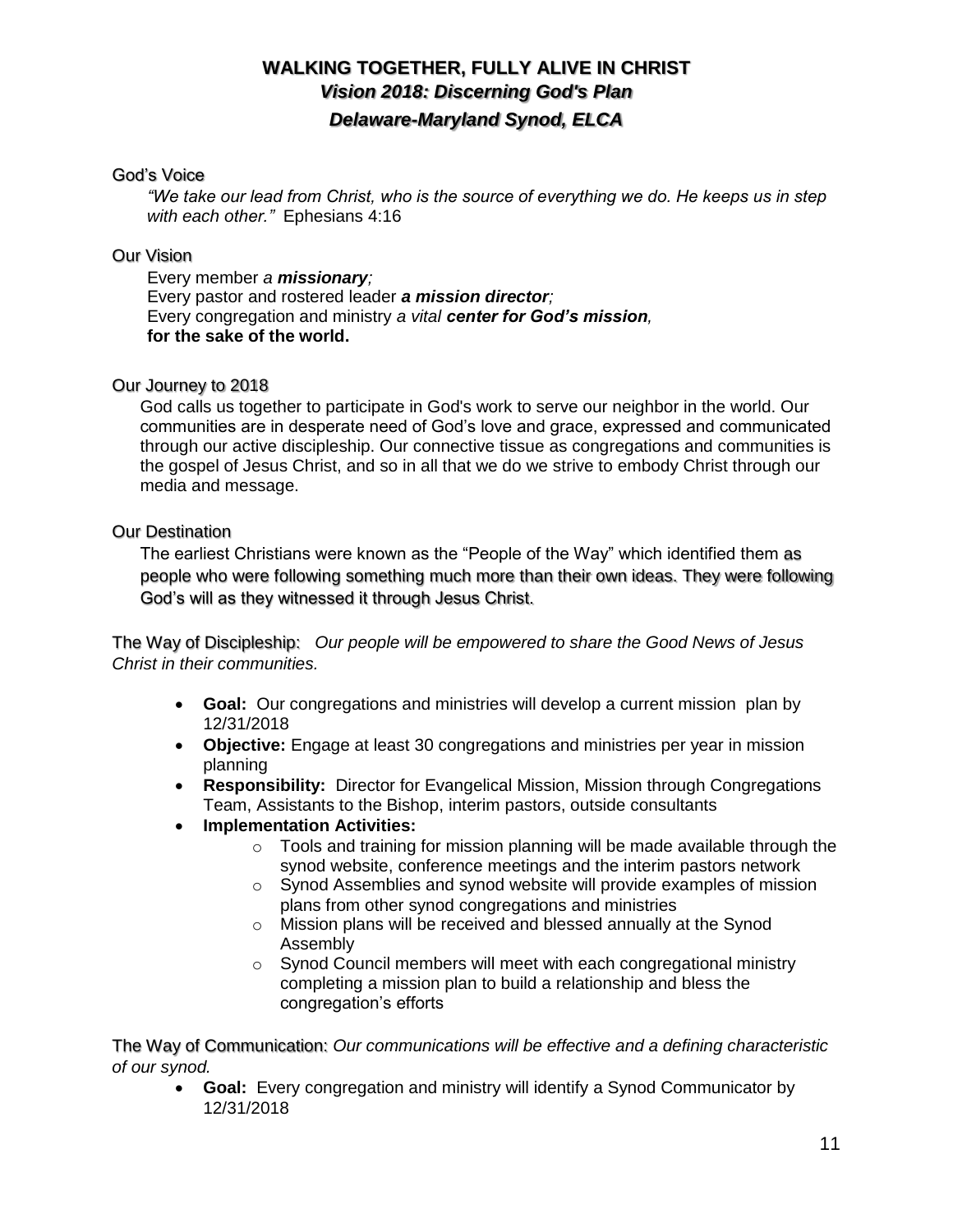# WALKING TOGETHER, FULLY ALIVE IN CHRIST

## *Vision 2018: Discerning God's Plan*

## *Delaware-Maryland Synod, ELCA*

### God's Voice

*"We take our lead from Christ, who is the source of everything we do. He keeps us in step with each other."* Ephesians 4:16

### Our Vision

Every member *a **missionary**;*
Every pastor and rostered leader ***a mission director**;*
Every congregation and ministry *a vital **center for God's mission**,*
**for the sake of the world.**

### Our Journey to 2018

God calls us together to participate in God's work to serve our neighbor in the world. Our communities are in desperate need of God's love and grace, expressed and communicated through our active discipleship. Our connective tissue as congregations and communities is the gospel of Jesus Christ, and so in all that we do we strive to embody Christ through our media and message.

### Our Destination

The earliest Christians were known as the "People of the Way" which identified them as people who were following something much more than their own ideas. They were following God's will as they witnessed it through Jesus Christ.

The Way of Discipleship: *Our people will be empowered to share the Good News of Jesus Christ in their communities.*

- **Goal:** Our congregations and ministries will develop a current mission plan by 12/31/2018
- **Objective:** Engage at least 30 congregations and ministries per year in mission planning
- **Responsibility:** Director for Evangelical Mission, Mission through Congregations Team, Assistants to the Bishop, interim pastors, outside consultants
- **Implementation Activities:**
  - Tools and training for mission planning will be made available through the synod website, conference meetings and the interim pastors network
  - Synod Assemblies and synod website will provide examples of mission plans from other synod congregations and ministries
  - Mission plans will be received and blessed annually at the Synod Assembly
  - Synod Council members will meet with each congregational ministry completing a mission plan to build a relationship and bless the congregation's efforts

The Way of Communication: *Our communications will be effective and a defining characteristic of our synod.*

- **Goal:** Every congregation and ministry will identify a Synod Communicator by 12/31/2018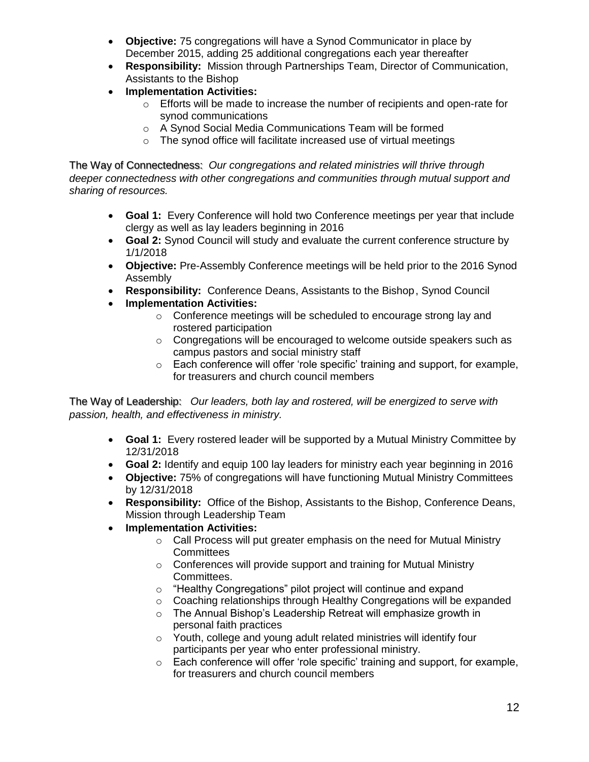- **Objective:** 75 congregations will have a Synod Communicator in place by December 2015, adding 25 additional congregations each year thereafter
- **Responsibility:** Mission through Partnerships Team, Director of Communication, Assistants to the Bishop
- **Implementation Activities:**
    - Efforts will be made to increase the number of recipients and open-rate for synod communications
    - A Synod Social Media Communications Team will be formed
    - The synod office will facilitate increased use of virtual meetings

The Way of Connectedness: *Our congregations and related ministries will thrive through deeper connectedness with other congregations and communities through mutual support and sharing of resources.*

- **Goal 1:** Every Conference will hold two Conference meetings per year that include clergy as well as lay leaders beginning in 2016
- **Goal 2:** Synod Council will study and evaluate the current conference structure by 1/1/2018
- **Objective:** Pre-Assembly Conference meetings will be held prior to the 2016 Synod Assembly
- **Responsibility:** Conference Deans, Assistants to the Bishop, Synod Council
- **Implementation Activities:**
    - Conference meetings will be scheduled to encourage strong lay and rostered participation
    - Congregations will be encouraged to welcome outside speakers such as campus pastors and social ministry staff
    - Each conference will offer 'role specific' training and support, for example, for treasurers and church council members

The Way of Leadership: *Our leaders, both lay and rostered, will be energized to serve with passion, health, and effectiveness in ministry.*

- **Goal 1:** Every rostered leader will be supported by a Mutual Ministry Committee by 12/31/2018
- **Goal 2:** Identify and equip 100 lay leaders for ministry each year beginning in 2016
- **Objective:** 75% of congregations will have functioning Mutual Ministry Committees by 12/31/2018
- **Responsibility:** Office of the Bishop, Assistants to the Bishop, Conference Deans, Mission through Leadership Team
- **Implementation Activities:**
    - Call Process will put greater emphasis on the need for Mutual Ministry Committees
    - Conferences will provide support and training for Mutual Ministry Committees.
    - "Healthy Congregations" pilot project will continue and expand
    - Coaching relationships through Healthy Congregations will be expanded
    - The Annual Bishop's Leadership Retreat will emphasize growth in personal faith practices
    - Youth, college and young adult related ministries will identify four participants per year who enter professional ministry.
    - Each conference will offer 'role specific' training and support, for example, for treasurers and church council members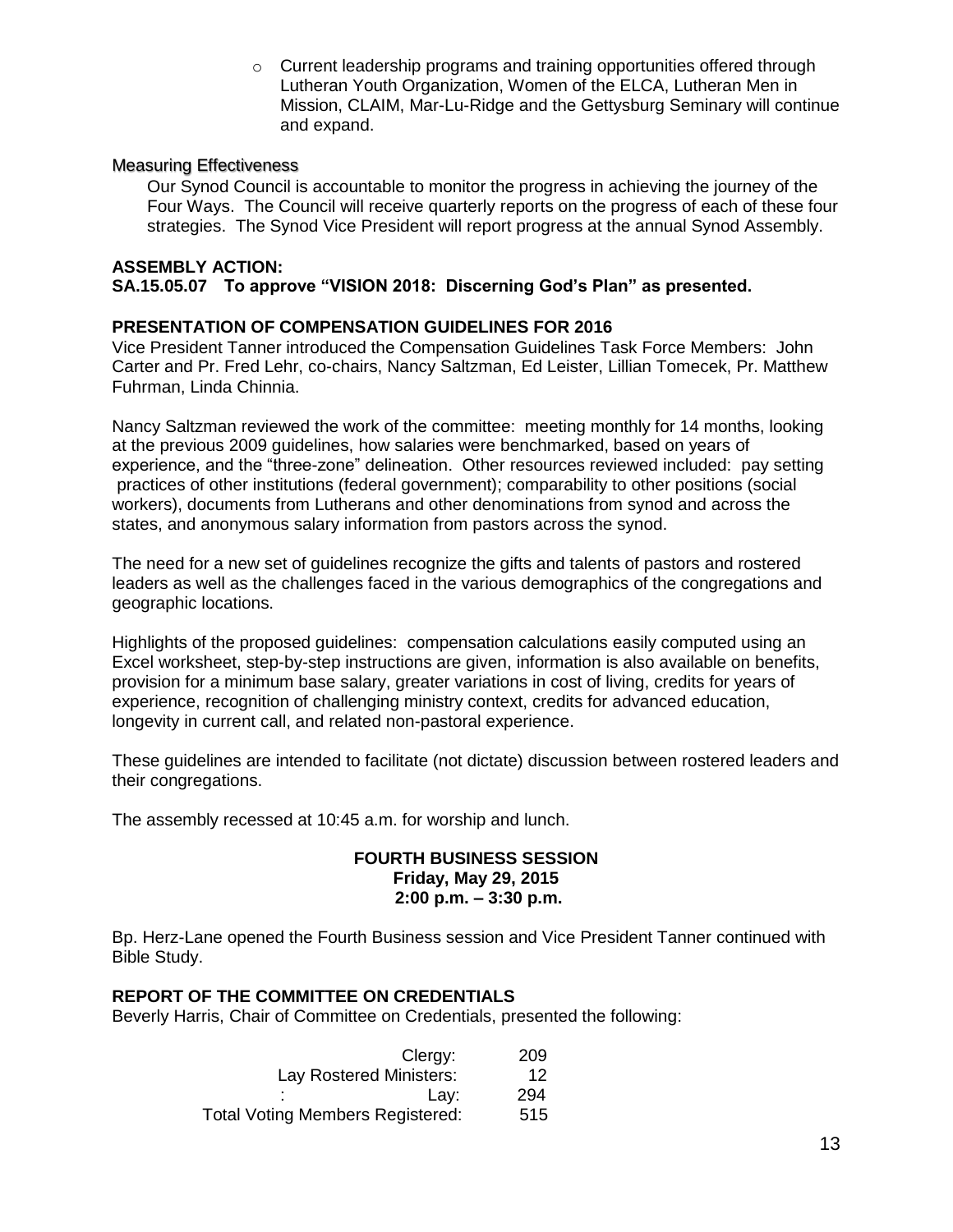- Current leadership programs and training opportunities offered through Lutheran Youth Organization, Women of the ELCA, Lutheran Men in Mission, CLAIM, Mar-Lu-Ridge and the Gettysburg Seminary will continue and expand.

Measuring Effectiveness

Our Synod Council is accountable to monitor the progress in achieving the journey of the Four Ways. The Council will receive quarterly reports on the progress of each of these four strategies. The Synod Vice President will report progress at the annual Synod Assembly.

**ASSEMBLY ACTION:**
**SA.15.05.07 To approve "VISION 2018: Discerning God's Plan" as presented.**

**PRESENTATION OF COMPENSATION GUIDELINES FOR 2016**

Vice President Tanner introduced the Compensation Guidelines Task Force Members: John Carter and Pr. Fred Lehr, co-chairs, Nancy Saltzman, Ed Leister, Lillian Tomecek, Pr. Matthew Fuhrman, Linda Chinnia.

Nancy Saltzman reviewed the work of the committee: meeting monthly for 14 months, looking at the previous 2009 guidelines, how salaries were benchmarked, based on years of experience, and the "three-zone" delineation. Other resources reviewed included: pay setting practices of other institutions (federal government); comparability to other positions (social workers), documents from Lutherans and other denominations from synod and across the states, and anonymous salary information from pastors across the synod.

The need for a new set of guidelines recognize the gifts and talents of pastors and rostered leaders as well as the challenges faced in the various demographics of the congregations and geographic locations.

Highlights of the proposed guidelines: compensation calculations easily computed using an Excel worksheet, step-by-step instructions are given, information is also available on benefits, provision for a minimum base salary, greater variations in cost of living, credits for years of experience, recognition of challenging ministry context, credits for advanced education, longevity in current call, and related non-pastoral experience.

These guidelines are intended to facilitate (not dictate) discussion between rostered leaders and their congregations.

The assembly recessed at 10:45 a.m. for worship and lunch.

**FOURTH BUSINESS SESSION**
**Friday, May 29, 2015**
**2:00 p.m. – 3:30 p.m.**

Bp. Herz-Lane opened the Fourth Business session and Vice President Tanner continued with Bible Study.

**REPORT OF THE COMMITTEE ON CREDENTIALS**

Beverly Harris, Chair of Committee on Credentials, presented the following:

| | |
|---|---|
| Clergy: | 209 |
| Lay Rostered Ministers: | 12 |
| : Lay: | 294 |
| Total Voting Members Registered: | 515 |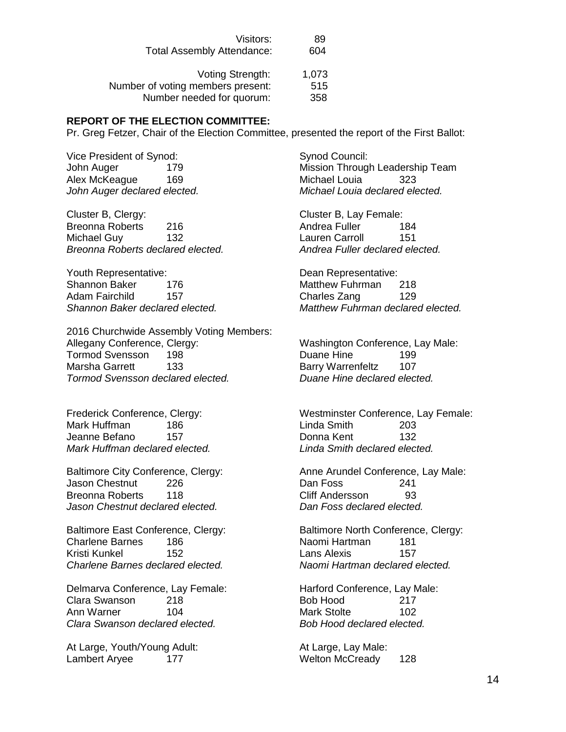| | |
|---|---|
| Visitors: | 89 |
| Total Assembly Attendance: | 604 |
| | |
| Voting Strength: | 1,073 |
| Number of voting members present: | 515 |
| Number needed for quorum: | 358 |

**REPORT OF THE ELECTION COMMITTEE:**

Pr. Greg Fetzer, Chair of the Election Committee, presented the report of the First Ballot:

Vice President of Synod:
John Auger 179
Alex McKeague 169
*John Auger declared elected.*

Synod Council:
Mission Through Leadership Team
Michael Louia 323
*Michael Louia declared elected.*

Cluster B, Clergy:
Breonna Roberts 216
Michael Guy 132
*Breonna Roberts declared elected.*

Cluster B, Lay Female:
Andrea Fuller 184
Lauren Carroll 151
*Andrea Fuller declared elected.*

Youth Representative:
Shannon Baker 176
Adam Fairchild 157
*Shannon Baker declared elected.*

Dean Representative:
Matthew Fuhrman 218
Charles Zang 129
*Matthew Fuhrman declared elected.*

2016 Churchwide Assembly Voting Members:

Allegany Conference, Clergy:
Tormod Svensson 198
Marsha Garrett 133
*Tormod Svensson declared elected.*

Washington Conference, Lay Male:
Duane Hine 199
Barry Warrenfeltz 107
*Duane Hine declared elected.*

Frederick Conference, Clergy:
Mark Huffman 186
Jeanne Befano 157
*Mark Huffman declared elected.*

Westminster Conference, Lay Female:
Linda Smith 203
Donna Kent 132
*Linda Smith declared elected.*

Baltimore City Conference, Clergy:
Jason Chestnut 226
Breonna Roberts 118
*Jason Chestnut declared elected.*

Anne Arundel Conference, Lay Male:
Dan Foss 241
Cliff Andersson 93
*Dan Foss declared elected.*

Baltimore East Conference, Clergy:
Charlene Barnes 186
Kristi Kunkel 152
*Charlene Barnes declared elected.*

Baltimore North Conference, Clergy:
Naomi Hartman 181
Lans Alexis 157
*Naomi Hartman declared elected.*

Delmarva Conference, Lay Female:
Clara Swanson 218
Ann Warner 104
*Clara Swanson declared elected.*

Harford Conference, Lay Male:
Bob Hood 217
Mark Stolte 102
*Bob Hood declared elected.*

At Large, Youth/Young Adult:
Lambert Aryee 177

At Large, Lay Male:
Welton McCready 128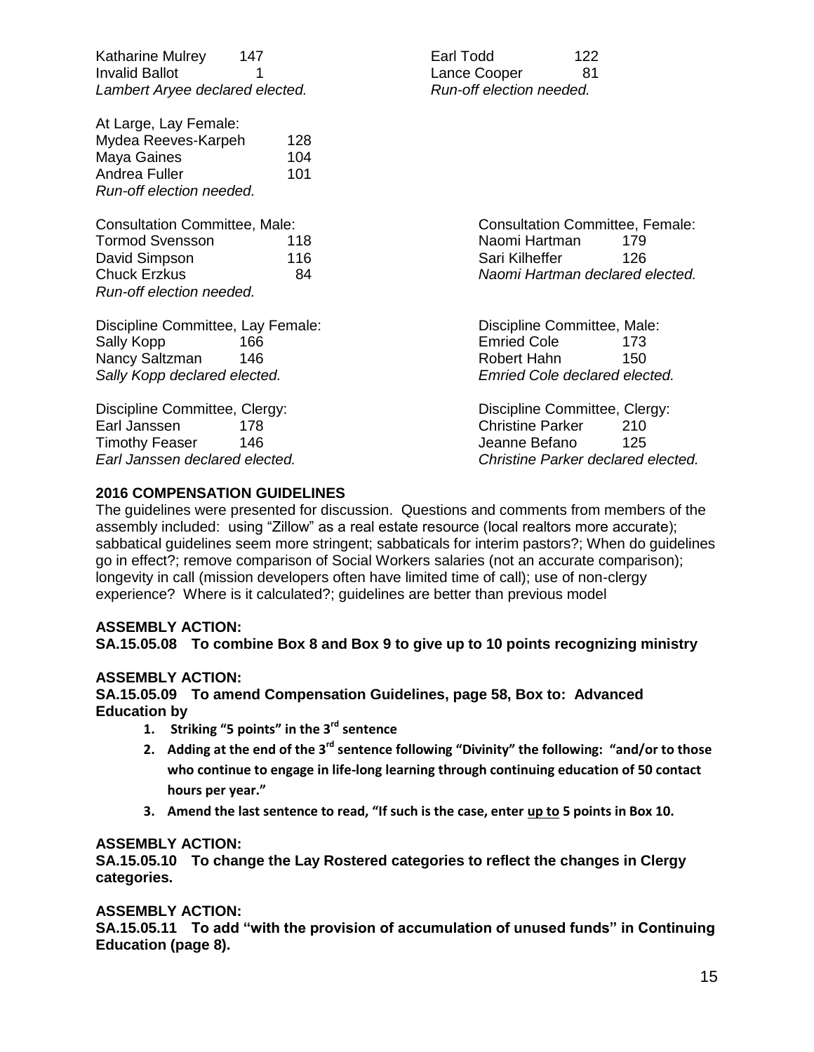Katharine Mulrey 147
Invalid Ballot 1
*Lambert Aryee declared elected.*

Earl Todd 122
Lance Cooper 81
*Run-off election needed.*

At Large, Lay Female:
Mydea Reeves-Karpeh 128
Maya Gaines 104
Andrea Fuller 101
*Run-off election needed.*

Consultation Committee, Male:
Tormod Svensson 118
David Simpson 116
Chuck Erzkus 84
*Run-off election needed.*

Consultation Committee, Female:
Naomi Hartman 179
Sari Kilheffer 126
*Naomi Hartman declared elected.*

Discipline Committee, Lay Female:
Sally Kopp 166
Nancy Saltzman 146
*Sally Kopp declared elected.*

Discipline Committee, Male:
Emried Cole 173
Robert Hahn 150
*Emried Cole declared elected.*

Discipline Committee, Clergy:
Earl Janssen 178
Timothy Feaser 146
*Earl Janssen declared elected.*

Discipline Committee, Clergy:
Christine Parker 210
Jeanne Befano 125
*Christine Parker declared elected.*

**2016 COMPENSATION GUIDELINES**

The guidelines were presented for discussion. Questions and comments from members of the assembly included: using "Zillow" as a real estate resource (local realtors more accurate); sabbatical guidelines seem more stringent; sabbaticals for interim pastors?; When do guidelines go in effect?; remove comparison of Social Workers salaries (not an accurate comparison); longevity in call (mission developers often have limited time of call); use of non-clergy experience? Where is it calculated?; guidelines are better than previous model

**ASSEMBLY ACTION:**
**SA.15.05.08 To combine Box 8 and Box 9 to give up to 10 points recognizing ministry**

**ASSEMBLY ACTION:**
**SA.15.05.09 To amend Compensation Guidelines, page 58, Box to: Advanced Education by**

1. **Striking "5 points" in the 3rd sentence**
2. **Adding at the end of the 3rd sentence following "Divinity" the following: "and/or to those who continue to engage in life-long learning through continuing education of 50 contact hours per year."**
3. **Amend the last sentence to read, "If such is the case, enter up to 5 points in Box 10.**

**ASSEMBLY ACTION:**
**SA.15.05.10 To change the Lay Rostered categories to reflect the changes in Clergy categories.**

**ASSEMBLY ACTION:**
**SA.15.05.11 To add "with the provision of accumulation of unused funds" in Continuing Education (page 8).**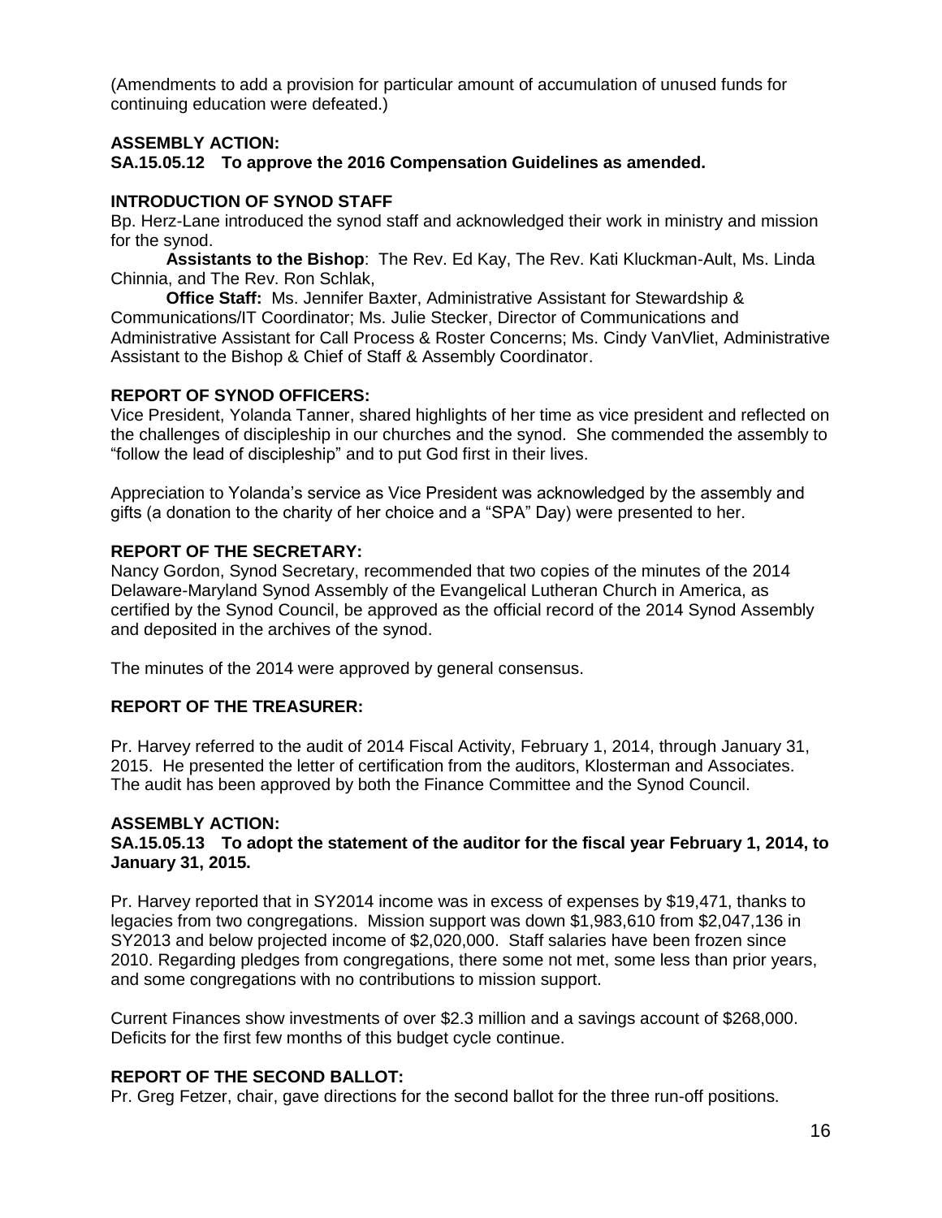(Amendments to add a provision for particular amount of accumulation of unused funds for continuing education were defeated.)

**ASSEMBLY ACTION:**
**SA.15.05.12 To approve the 2016 Compensation Guidelines as amended.**

**INTRODUCTION OF SYNOD STAFF**
Bp. Herz-Lane introduced the synod staff and acknowledged their work in ministry and mission for the synod.

**Assistants to the Bishop**: The Rev. Ed Kay, The Rev. Kati Kluckman-Ault, Ms. Linda Chinnia, and The Rev. Ron Schlak,

**Office Staff:** Ms. Jennifer Baxter, Administrative Assistant for Stewardship & Communications/IT Coordinator; Ms. Julie Stecker, Director of Communications and Administrative Assistant for Call Process & Roster Concerns; Ms. Cindy VanVliet, Administrative Assistant to the Bishop & Chief of Staff & Assembly Coordinator.

**REPORT OF SYNOD OFFICERS:**
Vice President, Yolanda Tanner, shared highlights of her time as vice president and reflected on the challenges of discipleship in our churches and the synod. She commended the assembly to "follow the lead of discipleship" and to put God first in their lives.

Appreciation to Yolanda's service as Vice President was acknowledged by the assembly and gifts (a donation to the charity of her choice and a "SPA" Day) were presented to her.

**REPORT OF THE SECRETARY:**
Nancy Gordon, Synod Secretary, recommended that two copies of the minutes of the 2014 Delaware-Maryland Synod Assembly of the Evangelical Lutheran Church in America, as certified by the Synod Council, be approved as the official record of the 2014 Synod Assembly and deposited in the archives of the synod.

The minutes of the 2014 were approved by general consensus.

**REPORT OF THE TREASURER:**

Pr. Harvey referred to the audit of 2014 Fiscal Activity, February 1, 2014, through January 31, 2015. He presented the letter of certification from the auditors, Klosterman and Associates. The audit has been approved by both the Finance Committee and the Synod Council.

**ASSEMBLY ACTION:**
**SA.15.05.13 To adopt the statement of the auditor for the fiscal year February 1, 2014, to January 31, 2015.**

Pr. Harvey reported that in SY2014 income was in excess of expenses by $19,471, thanks to legacies from two congregations. Mission support was down $1,983,610 from $2,047,136 in SY2013 and below projected income of $2,020,000. Staff salaries have been frozen since 2010. Regarding pledges from congregations, there some not met, some less than prior years, and some congregations with no contributions to mission support.

Current Finances show investments of over $2.3 million and a savings account of $268,000. Deficits for the first few months of this budget cycle continue.

**REPORT OF THE SECOND BALLOT:**
Pr. Greg Fetzer, chair, gave directions for the second ballot for the three run-off positions.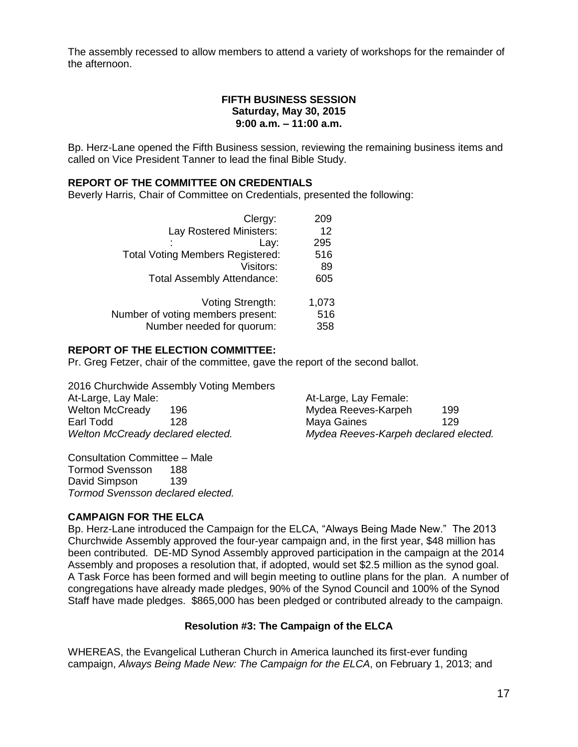The assembly recessed to allow members to attend a variety of workshops for the remainder of the afternoon.

**FIFTH BUSINESS SESSION**
**Saturday, May 30, 2015**
**9:00 a.m. – 11:00 a.m.**

Bp. Herz-Lane opened the Fifth Business session, reviewing the remaining business items and called on Vice President Tanner to lead the final Bible Study.

### REPORT OF THE COMMITTEE ON CREDENTIALS

Beverly Harris, Chair of Committee on Credentials, presented the following:

| | |
|---|---|
| Clergy: | 209 |
| Lay Rostered Ministers: | 12 |
| : Lay: | 295 |
| Total Voting Members Registered: | 516 |
| Visitors: | 89 |
| Total Assembly Attendance: | 605 |
| | |
| Voting Strength: | 1,073 |
| Number of voting members present: | 516 |
| Number needed for quorum: | 358 |

### REPORT OF THE ELECTION COMMITTEE:

Pr. Greg Fetzer, chair of the committee, gave the report of the second ballot.

2016 Churchwide Assembly Voting Members

At-Large, Lay Male:

| | |
|---|---|
| Welton McCready | 196 |
| Earl Todd | 128 |

*Welton McCready declared elected.*

At-Large, Lay Female:

| | |
|---|---|
| Mydea Reeves-Karpeh | 199 |
| Maya Gaines | 129 |

*Mydea Reeves-Karpeh declared elected.*

Consultation Committee – Male

| | |
|---|---|
| Tormod Svensson | 188 |
| David Simpson | 139 |

*Tormod Svensson declared elected.*

### CAMPAIGN FOR THE ELCA

Bp. Herz-Lane introduced the Campaign for the ELCA, "Always Being Made New." The 2013 Churchwide Assembly approved the four-year campaign and, in the first year, $48 million has been contributed. DE-MD Synod Assembly approved participation in the campaign at the 2014 Assembly and proposes a resolution that, if adopted, would set $2.5 million as the synod goal. A Task Force has been formed and will begin meeting to outline plans for the plan. A number of congregations have already made pledges, 90% of the Synod Council and 100% of the Synod Staff have made pledges. $865,000 has been pledged or contributed already to the campaign.

**Resolution #3: The Campaign of the ELCA**

WHEREAS, the Evangelical Lutheran Church in America launched its first-ever funding campaign, *Always Being Made New: The Campaign for the ELCA*, on February 1, 2013; and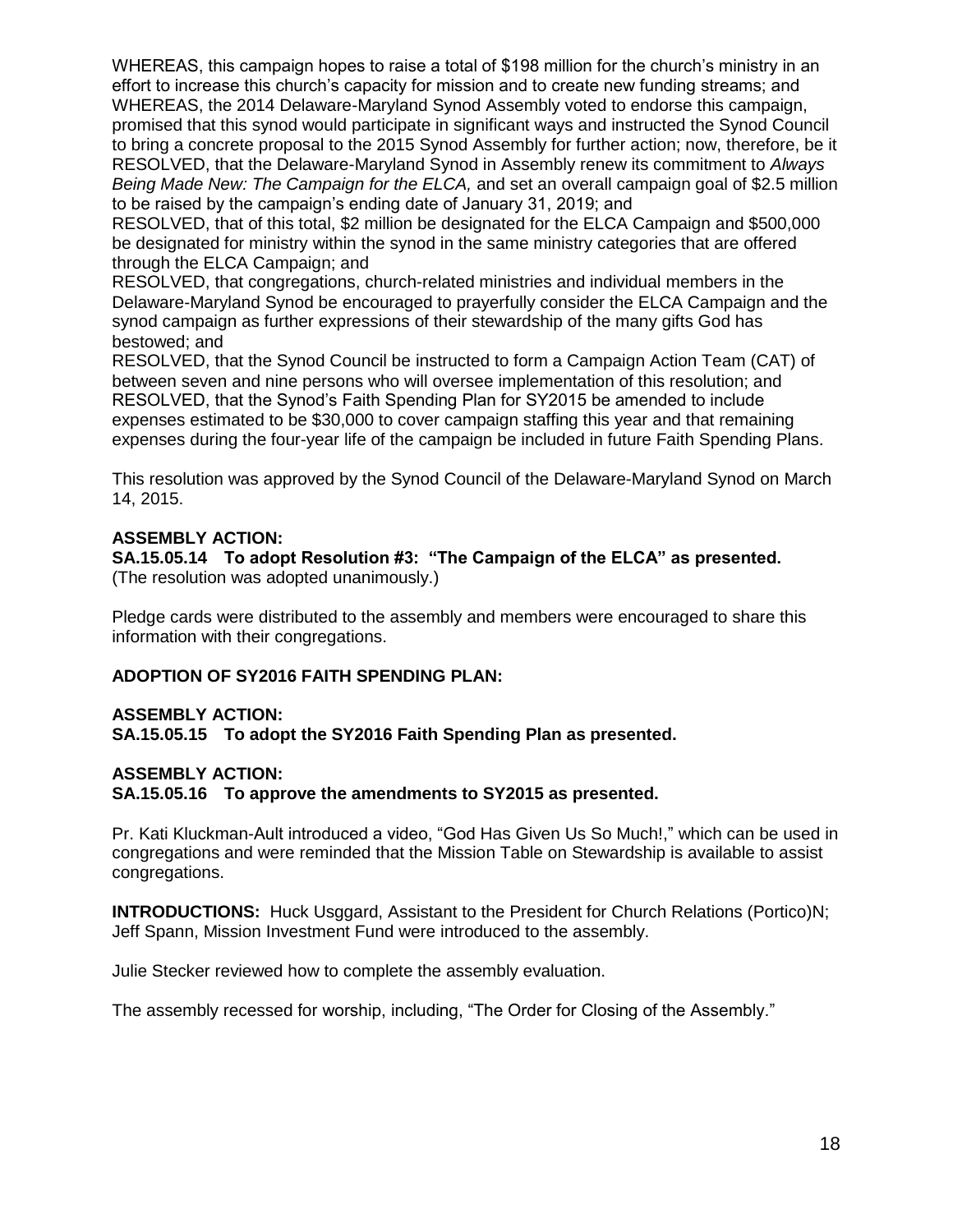WHEREAS, this campaign hopes to raise a total of $198 million for the church's ministry in an effort to increase this church's capacity for mission and to create new funding streams; and
WHEREAS, the 2014 Delaware-Maryland Synod Assembly voted to endorse this campaign, promised that this synod would participate in significant ways and instructed the Synod Council to bring a concrete proposal to the 2015 Synod Assembly for further action; now, therefore, be it
RESOLVED, that the Delaware-Maryland Synod in Assembly renew its commitment to *Always Being Made New: The Campaign for the ELCA,* and set an overall campaign goal of $2.5 million to be raised by the campaign's ending date of January 31, 2019; and
RESOLVED, that of this total, $2 million be designated for the ELCA Campaign and $500,000 be designated for ministry within the synod in the same ministry categories that are offered through the ELCA Campaign; and
RESOLVED, that congregations, church-related ministries and individual members in the Delaware-Maryland Synod be encouraged to prayerfully consider the ELCA Campaign and the synod campaign as further expressions of their stewardship of the many gifts God has bestowed; and
RESOLVED, that the Synod Council be instructed to form a Campaign Action Team (CAT) of between seven and nine persons who will oversee implementation of this resolution; and
RESOLVED, that the Synod's Faith Spending Plan for SY2015 be amended to include expenses estimated to be $30,000 to cover campaign staffing this year and that remaining expenses during the four-year life of the campaign be included in future Faith Spending Plans.

This resolution was approved by the Synod Council of the Delaware-Maryland Synod on March 14, 2015.

**ASSEMBLY ACTION:**
**SA.15.05.14 To adopt Resolution #3: "The Campaign of the ELCA" as presented.**
(The resolution was adopted unanimously.)

Pledge cards were distributed to the assembly and members were encouraged to share this information with their congregations.

**ADOPTION OF SY2016 FAITH SPENDING PLAN:**

**ASSEMBLY ACTION:**
**SA.15.05.15 To adopt the SY2016 Faith Spending Plan as presented.**

**ASSEMBLY ACTION:**
**SA.15.05.16 To approve the amendments to SY2015 as presented.**

Pr. Kati Kluckman-Ault introduced a video, "God Has Given Us So Much!," which can be used in congregations and were reminded that the Mission Table on Stewardship is available to assist congregations.

**INTRODUCTIONS:** Huck Usggard, Assistant to the President for Church Relations (Portico)N; Jeff Spann, Mission Investment Fund were introduced to the assembly.

Julie Stecker reviewed how to complete the assembly evaluation.

The assembly recessed for worship, including, "The Order for Closing of the Assembly."